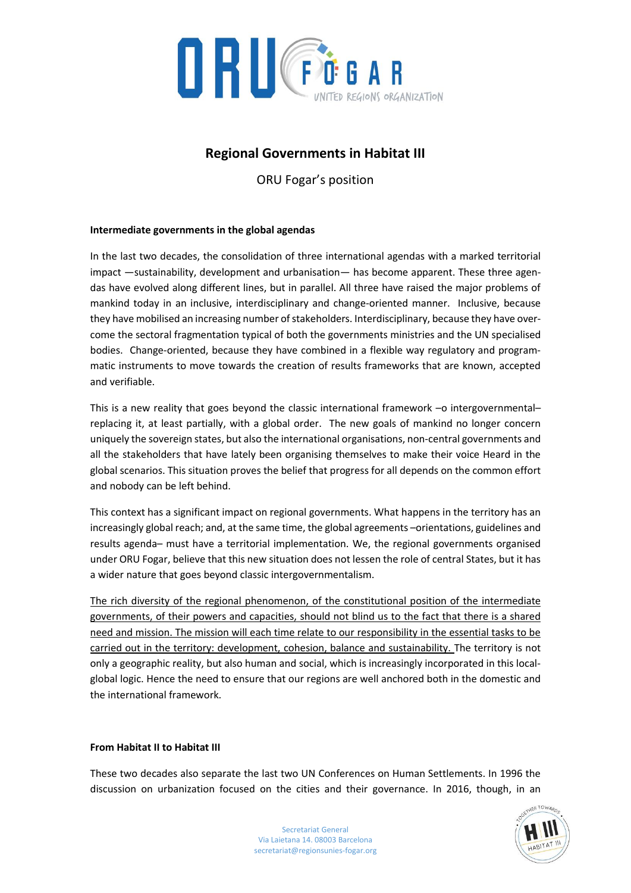# Regional Governments in Habitat III

ORU Fogar's position

**Intermediate governments in the global agendas**

In the last two decades, the consolidation of three international agendas with a marked territorial impact —sustainability, development and urbanisation— has become apparent. These three agendas have evolved along different lines, but in parallel. All three have raised the major problems of mankind today in an inclusive, interdisciplinary and change-oriented manner. Inclusive, because they have mobilised an increasing number of stakeholders. Interdisciplinary, because they have overcome the sectoral fragmentation typical of both the governments ministries and the UN specialised bodies. Change-oriented, because they have combined in a flexible way regulatory and programmatic instruments to move towards the creation of results frameworks that are known, accepted and verifiable.

This is a new reality that goes beyond the classic international framework –o intergovernmental– replacing it, at least partially, with a global order. The new goals of mankind no longer concern uniquely the sovereign states, but also the international organisations, non-central governments and all the stakeholders that have lately been organising themselves to make their voice Heard in the global scenarios. This situation proves the belief that progress for all depends on the common effort and nobody can be left behind.

This context has a significant impact on regional governments. What happens in the territory has an increasingly global reach; and, at the same time, the global agreements –orientations, guidelines and results agenda– must have a territorial implementation. We, the regional governments organised under ORU Fogar, believe that this new situation does not lessen the role of central States, but it has a wider nature that goes beyond classic intergovernmentalism.

The rich diversity of the regional phenomenon, of the constitutional position of the intermediate governments, of their powers and capacities, should not blind us to the fact that there is a shared need and mission. The mission will each time relate to our responsibility in the essential tasks to be carried out in the territory: development, cohesion, balance and sustainability. The territory is not only a geographic reality, but also human and social, which is increasingly incorporated in this local-global logic. Hence the need to ensure that our regions are well anchored both in the domestic and the international framework.

**From Habitat II to Habitat III**

These two decades also separate the last two UN Conferences on Human Settlements. In 1996 the discussion on urbanization focused on the cities and their governance. In 2016, though, in an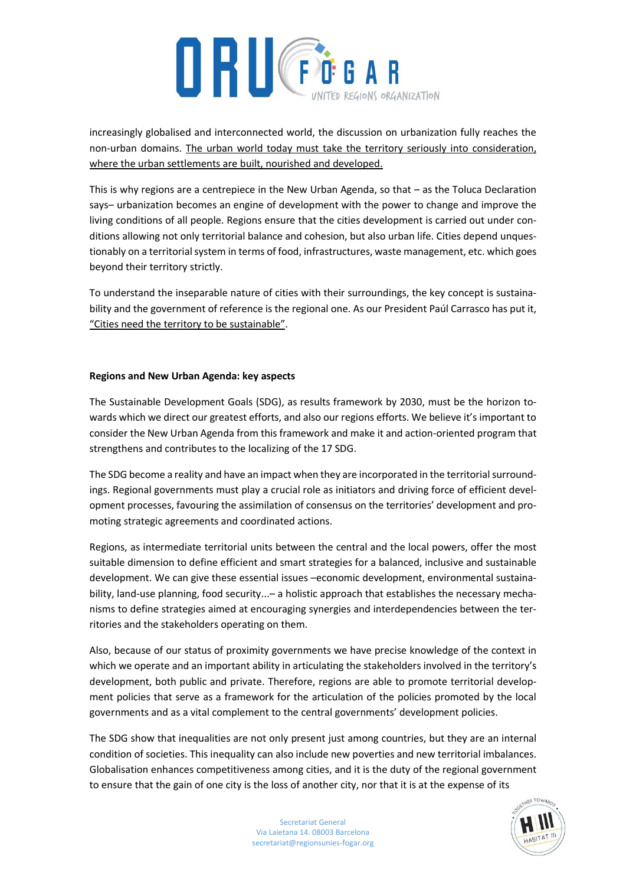increasingly globalised and interconnected world, the discussion on urbanization fully reaches the non-urban domains. The urban world today must take the territory seriously into consideration, where the urban settlements are built, nourished and developed.

This is why regions are a centrepiece in the New Urban Agenda, so that – as the Toluca Declaration says– urbanization becomes an engine of development with the power to change and improve the living conditions of all people. Regions ensure that the cities development is carried out under conditions allowing not only territorial balance and cohesion, but also urban life. Cities depend unquestionably on a territorial system in terms of food, infrastructures, waste management, etc. which goes beyond their territory strictly.

To understand the inseparable nature of cities with their surroundings, the key concept is sustainability and the government of reference is the regional one. As our President Paúl Carrasco has put it, "Cities need the territory to be sustainable".

**Regions and New Urban Agenda: key aspects**

The Sustainable Development Goals (SDG), as results framework by 2030, must be the horizon towards which we direct our greatest efforts, and also our regions efforts. We believe it's important to consider the New Urban Agenda from this framework and make it and action-oriented program that strengthens and contributes to the localizing of the 17 SDG.

The SDG become a reality and have an impact when they are incorporated in the territorial surroundings. Regional governments must play a crucial role as initiators and driving force of efficient development processes, favouring the assimilation of consensus on the territories' development and promoting strategic agreements and coordinated actions.

Regions, as intermediate territorial units between the central and the local powers, offer the most suitable dimension to define efficient and smart strategies for a balanced, inclusive and sustainable development. We can give these essential issues –economic development, environmental sustainability, land-use planning, food security...– a holistic approach that establishes the necessary mechanisms to define strategies aimed at encouraging synergies and interdependencies between the territories and the stakeholders operating on them.

Also, because of our status of proximity governments we have precise knowledge of the context in which we operate and an important ability in articulating the stakeholders involved in the territory's development, both public and private. Therefore, regions are able to promote territorial development policies that serve as a framework for the articulation of the policies promoted by the local governments and as a vital complement to the central governments' development policies.

The SDG show that inequalities are not only present just among countries, but they are an internal condition of societies. This inequality can also include new poverties and new territorial imbalances. Globalisation enhances competitiveness among cities, and it is the duty of the regional government to ensure that the gain of one city is the loss of another city, nor that it is at the expense of its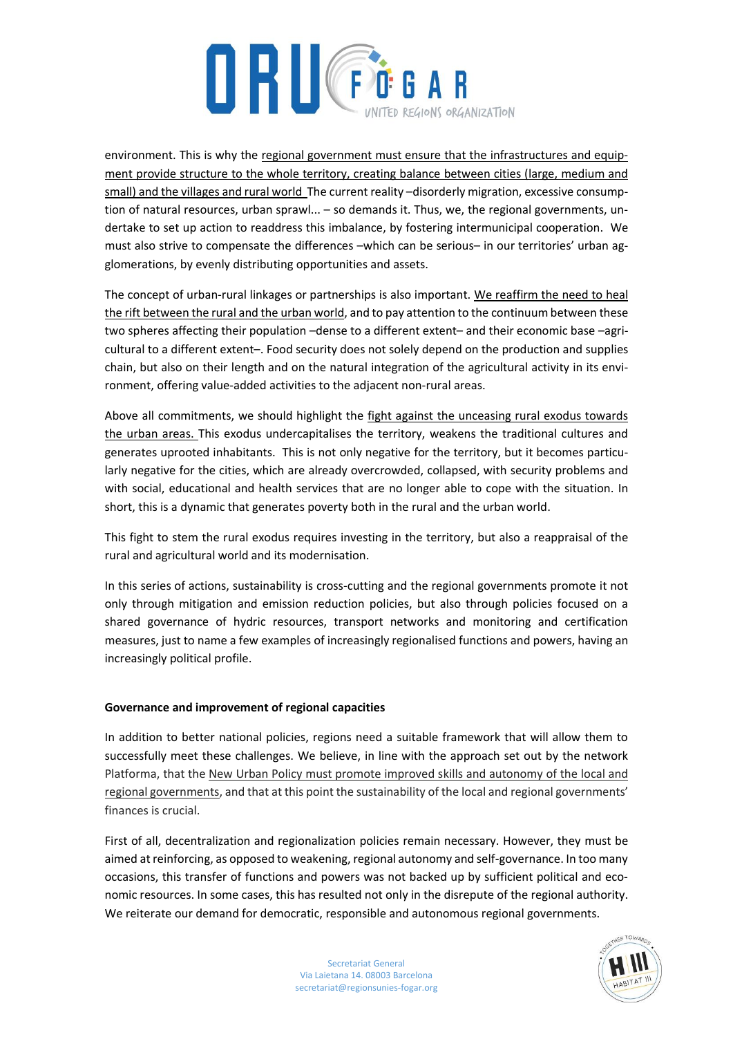environment. This is why the regional government must ensure that the infrastructures and equipment provide structure to the whole territory, creating balance between cities (large, medium and small) and the villages and rural world The current reality –disorderly migration, excessive consumption of natural resources, urban sprawl... – so demands it. Thus, we, the regional governments, undertake to set up action to readdress this imbalance, by fostering intermunicipal cooperation. We must also strive to compensate the differences –which can be serious– in our territories' urban agglomerations, by evenly distributing opportunities and assets.

The concept of urban-rural linkages or partnerships is also important. We reaffirm the need to heal the rift between the rural and the urban world, and to pay attention to the continuum between these two spheres affecting their population –dense to a different extent– and their economic base –agricultural to a different extent–. Food security does not solely depend on the production and supplies chain, but also on their length and on the natural integration of the agricultural activity in its environment, offering value-added activities to the adjacent non-rural areas.

Above all commitments, we should highlight the fight against the unceasing rural exodus towards the urban areas. This exodus undercapitalises the territory, weakens the traditional cultures and generates uprooted inhabitants. This is not only negative for the territory, but it becomes particularly negative for the cities, which are already overcrowded, collapsed, with security problems and with social, educational and health services that are no longer able to cope with the situation. In short, this is a dynamic that generates poverty both in the rural and the urban world.

This fight to stem the rural exodus requires investing in the territory, but also a reappraisal of the rural and agricultural world and its modernisation.

In this series of actions, sustainability is cross-cutting and the regional governments promote it not only through mitigation and emission reduction policies, but also through policies focused on a shared governance of hydric resources, transport networks and monitoring and certification measures, just to name a few examples of increasingly regionalised functions and powers, having an increasingly political profile.

**Governance and improvement of regional capacities**

In addition to better national policies, regions need a suitable framework that will allow them to successfully meet these challenges. We believe, in line with the approach set out by the network Platforma, that the New Urban Policy must promote improved skills and autonomy of the local and regional governments, and that at this point the sustainability of the local and regional governments' finances is crucial.

First of all, decentralization and regionalization policies remain necessary. However, they must be aimed at reinforcing, as opposed to weakening, regional autonomy and self-governance. In too many occasions, this transfer of functions and powers was not backed up by sufficient political and economic resources. In some cases, this has resulted not only in the disrepute of the regional authority. We reiterate our demand for democratic, responsible and autonomous regional governments.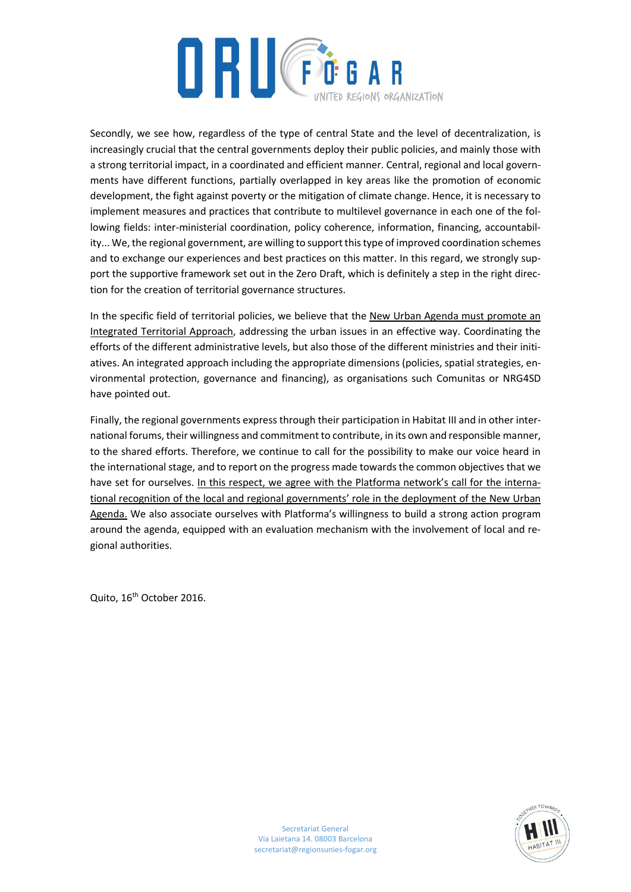Secondly, we see how, regardless of the type of central State and the level of decentralization, is increasingly crucial that the central governments deploy their public policies, and mainly those with a strong territorial impact, in a coordinated and efficient manner. Central, regional and local governments have different functions, partially overlapped in key areas like the promotion of economic development, the fight against poverty or the mitigation of climate change. Hence, it is necessary to implement measures and practices that contribute to multilevel governance in each one of the following fields: inter-ministerial coordination, policy coherence, information, financing, accountability... We, the regional government, are willing to support this type of improved coordination schemes and to exchange our experiences and best practices on this matter. In this regard, we strongly support the supportive framework set out in the Zero Draft, which is definitely a step in the right direction for the creation of territorial governance structures.

In the specific field of territorial policies, we believe that the New Urban Agenda must promote an Integrated Territorial Approach, addressing the urban issues in an effective way. Coordinating the efforts of the different administrative levels, but also those of the different ministries and their initiatives. An integrated approach including the appropriate dimensions (policies, spatial strategies, environmental protection, governance and financing), as organisations such Comunitas or NRG4SD have pointed out.

Finally, the regional governments express through their participation in Habitat III and in other international forums, their willingness and commitment to contribute, in its own and responsible manner, to the shared efforts. Therefore, we continue to call for the possibility to make our voice heard in the international stage, and to report on the progress made towards the common objectives that we have set for ourselves. In this respect, we agree with the Platforma network's call for the international recognition of the local and regional governments' role in the deployment of the New Urban Agenda. We also associate ourselves with Platforma's willingness to build a strong action program around the agenda, equipped with an evaluation mechanism with the involvement of local and regional authorities.

Quito, 16th October 2016.